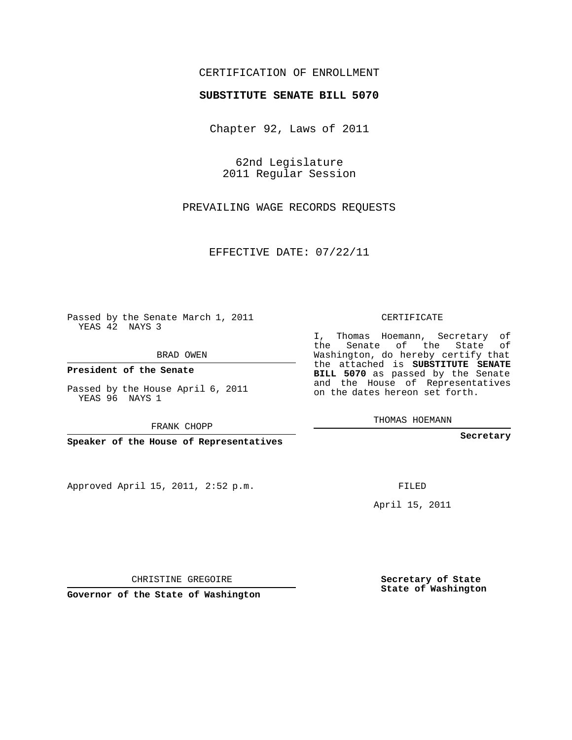CERTIFICATION OF ENROLLMENT

**SUBSTITUTE SENATE BILL 5070**

Chapter 92, Laws of 2011

62nd Legislature
2011 Regular Session

PREVAILING WAGE RECORDS REQUESTS

EFFECTIVE DATE: 07/22/11

Passed by the Senate March 1, 2011
YEAS 42 NAYS 3

BRAD OWEN

**President of the Senate**

Passed by the House April 6, 2011
YEAS 96 NAYS 1

FRANK CHOPP

**Speaker of the House of Representatives**

CERTIFICATE

I, Thomas Hoemann, Secretary of the Senate of the State of Washington, do hereby certify that the attached is **SUBSTITUTE SENATE BILL 5070** as passed by the Senate and the House of Representatives on the dates hereon set forth.

THOMAS HOEMANN

**Secretary**

Approved April 15, 2011, 2:52 p.m.

FILED

April 15, 2011

CHRISTINE GREGOIRE

**Governor of the State of Washington**

**Secretary of State**
**State of Washington**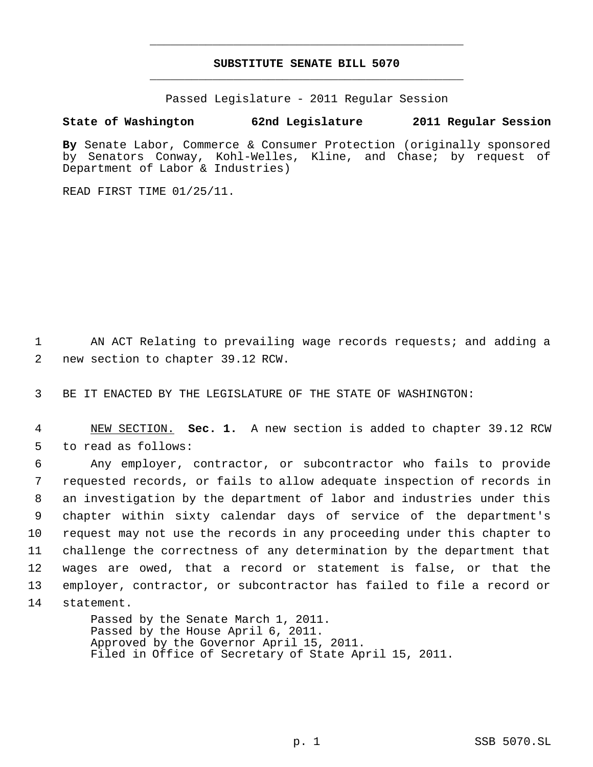# SUBSTITUTE SENATE BILL 5070

Passed Legislature - 2011 Regular Session

**State of Washington 62nd Legislature 2011 Regular Session**

**By** Senate Labor, Commerce & Consumer Protection (originally sponsored by Senators Conway, Kohl-Welles, Kline, and Chase; by request of Department of Labor & Industries)

READ FIRST TIME 01/25/11.

AN ACT Relating to prevailing wage records requests; and adding a new section to chapter 39.12 RCW.

BE IT ENACTED BY THE LEGISLATURE OF THE STATE OF WASHINGTON:

NEW SECTION. **Sec. 1.** A new section is added to chapter 39.12 RCW to read as follows:

Any employer, contractor, or subcontractor who fails to provide requested records, or fails to allow adequate inspection of records in an investigation by the department of labor and industries under this chapter within sixty calendar days of service of the department's request may not use the records in any proceeding under this chapter to challenge the correctness of any determination by the department that wages are owed, that a record or statement is false, or that the employer, contractor, or subcontractor has failed to file a record or statement.

Passed by the Senate March 1, 2011.
Passed by the House April 6, 2011.
Approved by the Governor April 15, 2011.
Filed in Office of Secretary of State April 15, 2011.